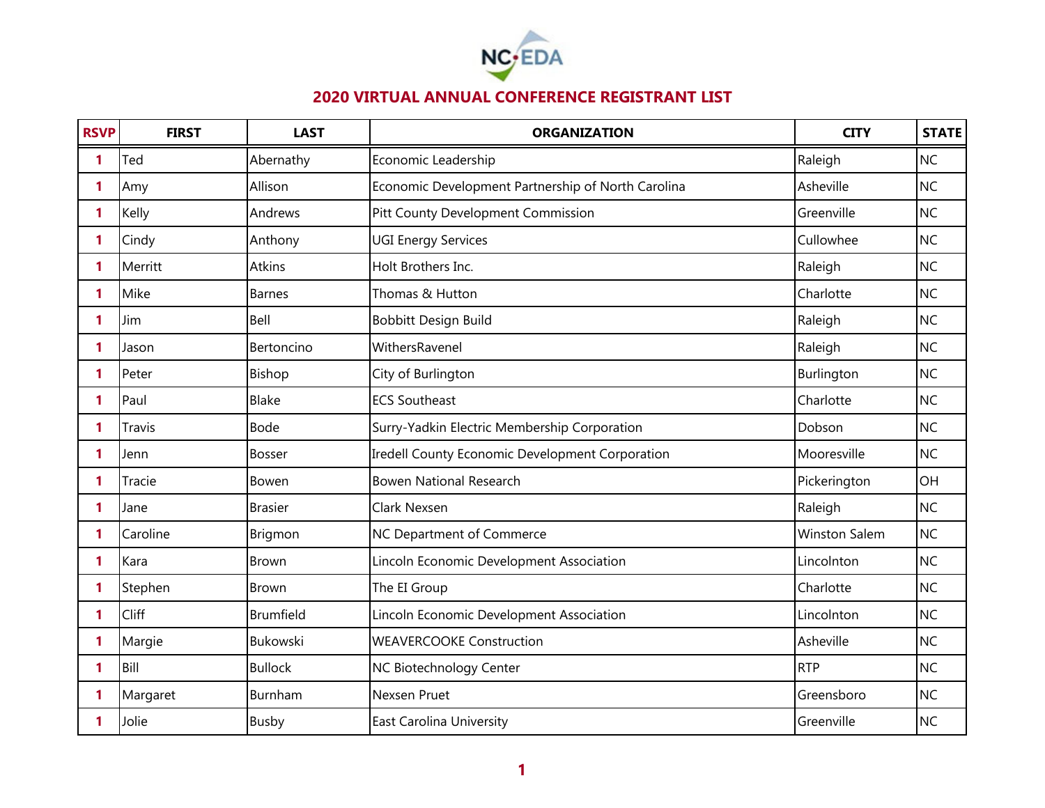NC•EDA

# 2020 VIRTUAL ANNUAL CONFERENCE REGISTRANT LIST

| RSVP | FIRST | LAST | ORGANIZATION | CITY | STATE |
|---|---|---|---|---|---|
| 1 | Ted | Abernathy | Economic Leadership | Raleigh | NC |
| 1 | Amy | Allison | Economic Development Partnership of North Carolina | Asheville | NC |
| 1 | Kelly | Andrews | Pitt County Development Commission | Greenville | NC |
| 1 | Cindy | Anthony | UGI Energy Services | Cullowhee | NC |
| 1 | Merritt | Atkins | Holt Brothers Inc. | Raleigh | NC |
| 1 | Mike | Barnes | Thomas & Hutton | Charlotte | NC |
| 1 | Jim | Bell | Bobbitt Design Build | Raleigh | NC |
| 1 | Jason | Bertoncino | WithersRavenel | Raleigh | NC |
| 1 | Peter | Bishop | City of Burlington | Burlington | NC |
| 1 | Paul | Blake | ECS Southeast | Charlotte | NC |
| 1 | Travis | Bode | Surry-Yadkin Electric Membership Corporation | Dobson | NC |
| 1 | Jenn | Bosser | Iredell County Economic Development Corporation | Mooresville | NC |
| 1 | Tracie | Bowen | Bowen National Research | Pickerington | OH |
| 1 | Jane | Brasier | Clark Nexsen | Raleigh | NC |
| 1 | Caroline | Brigmon | NC Department of Commerce | Winston Salem | NC |
| 1 | Kara | Brown | Lincoln Economic Development Association | Lincolnton | NC |
| 1 | Stephen | Brown | The EI Group | Charlotte | NC |
| 1 | Cliff | Brumfield | Lincoln Economic Development Association | Lincolnton | NC |
| 1 | Margie | Bukowski | WEAVERCOOKE Construction | Asheville | NC |
| 1 | Bill | Bullock | NC Biotechnology Center | RTP | NC |
| 1 | Margaret | Burnham | Nexsen Pruet | Greensboro | NC |
| 1 | Jolie | Busby | East Carolina University | Greenville | NC |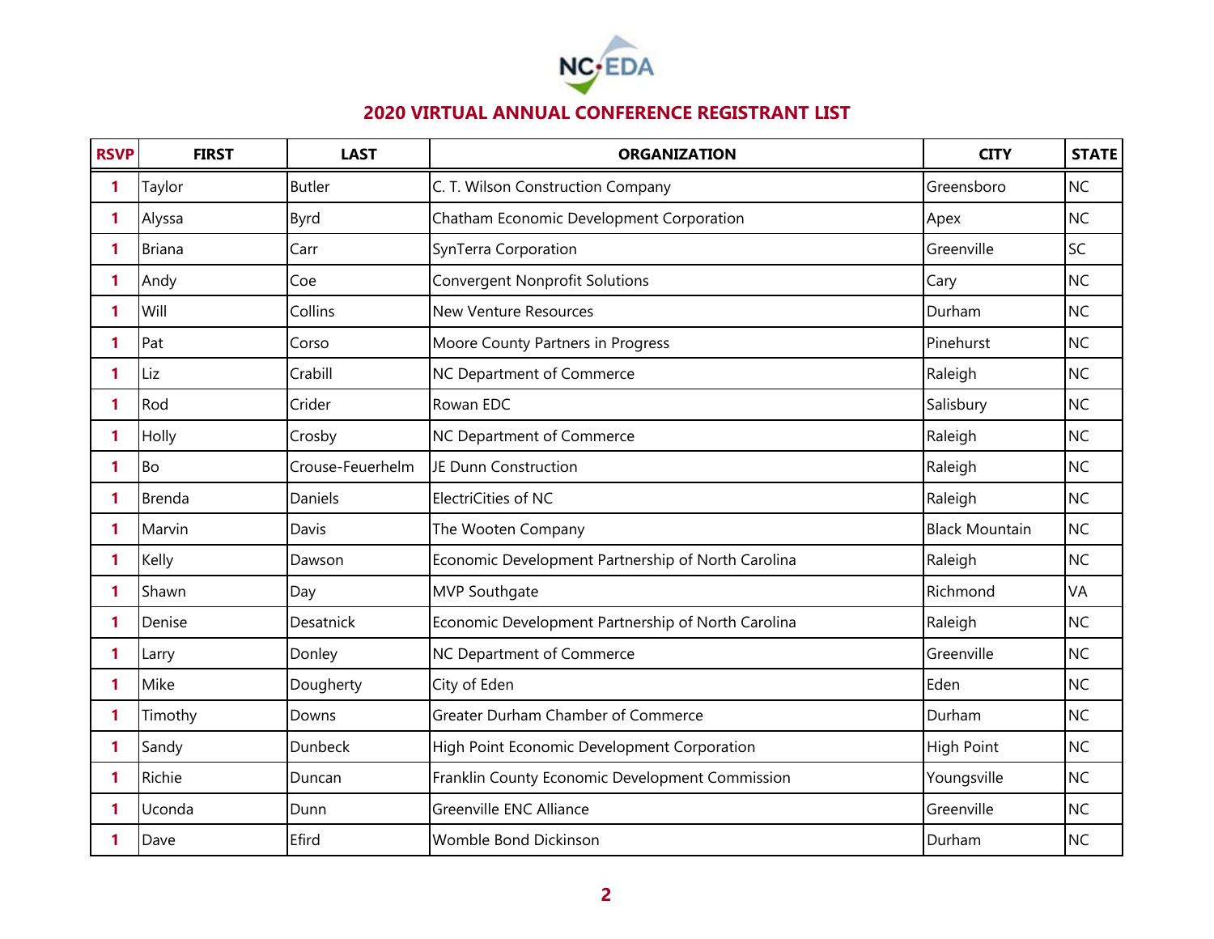## 2020 VIRTUAL ANNUAL CONFERENCE REGISTRANT LIST

| RSVP | FIRST | LAST | ORGANIZATION | CITY | STATE |
|---|---|---|---|---|---|
| 1 | Taylor | Butler | C. T. Wilson Construction Company | Greensboro | NC |
| 1 | Alyssa | Byrd | Chatham Economic Development Corporation | Apex | NC |
| 1 | Briana | Carr | SynTerra Corporation | Greenville | SC |
| 1 | Andy | Coe | Convergent Nonprofit Solutions | Cary | NC |
| 1 | Will | Collins | New Venture Resources | Durham | NC |
| 1 | Pat | Corso | Moore County Partners in Progress | Pinehurst | NC |
| 1 | Liz | Crabill | NC Department of Commerce | Raleigh | NC |
| 1 | Rod | Crider | Rowan EDC | Salisbury | NC |
| 1 | Holly | Crosby | NC Department of Commerce | Raleigh | NC |
| 1 | Bo | Crouse-Feuerhelm | JE Dunn Construction | Raleigh | NC |
| 1 | Brenda | Daniels | ElectriCities of NC | Raleigh | NC |
| 1 | Marvin | Davis | The Wooten Company | Black Mountain | NC |
| 1 | Kelly | Dawson | Economic Development Partnership of North Carolina | Raleigh | NC |
| 1 | Shawn | Day | MVP Southgate | Richmond | VA |
| 1 | Denise | Desatnick | Economic Development Partnership of North Carolina | Raleigh | NC |
| 1 | Larry | Donley | NC Department of Commerce | Greenville | NC |
| 1 | Mike | Dougherty | City of Eden | Eden | NC |
| 1 | Timothy | Downs | Greater Durham Chamber of Commerce | Durham | NC |
| 1 | Sandy | Dunbeck | High Point Economic Development Corporation | High Point | NC |
| 1 | Richie | Duncan | Franklin County Economic Development Commission | Youngsville | NC |
| 1 | Uconda | Dunn | Greenville ENC Alliance | Greenville | NC |
| 1 | Dave | Efird | Womble Bond Dickinson | Durham | NC |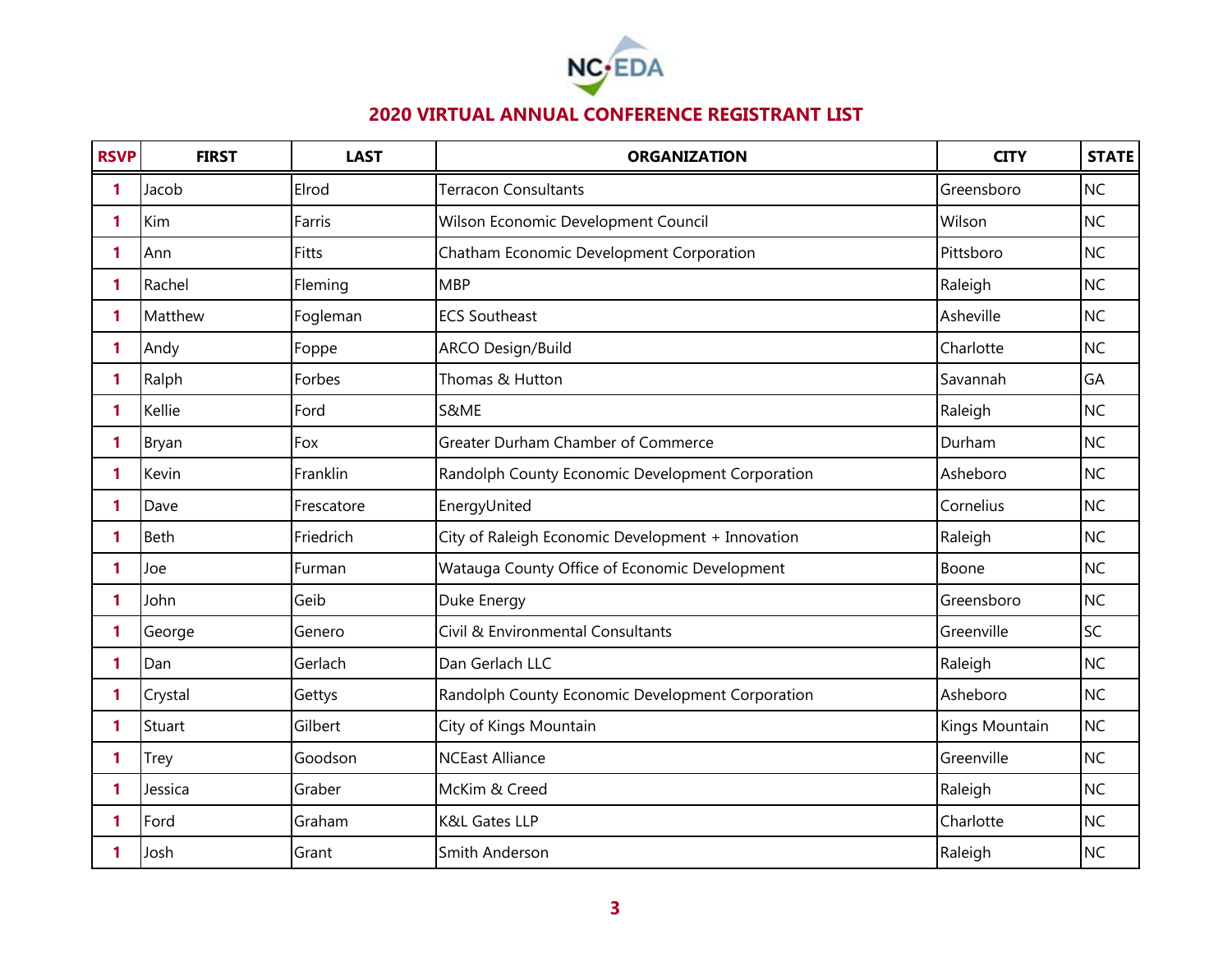## 2020 VIRTUAL ANNUAL CONFERENCE REGISTRANT LIST

| RSVP | FIRST | LAST | ORGANIZATION | CITY | STATE |
|---|---|---|---|---|---|
| 1 | Jacob | Elrod | Terracon Consultants | Greensboro | NC |
| 1 | Kim | Farris | Wilson Economic Development Council | Wilson | NC |
| 1 | Ann | Fitts | Chatham Economic Development Corporation | Pittsboro | NC |
| 1 | Rachel | Fleming | MBP | Raleigh | NC |
| 1 | Matthew | Fogleman | ECS Southeast | Asheville | NC |
| 1 | Andy | Foppe | ARCO Design/Build | Charlotte | NC |
| 1 | Ralph | Forbes | Thomas & Hutton | Savannah | GA |
| 1 | Kellie | Ford | S&ME | Raleigh | NC |
| 1 | Bryan | Fox | Greater Durham Chamber of Commerce | Durham | NC |
| 1 | Kevin | Franklin | Randolph County Economic Development Corporation | Asheboro | NC |
| 1 | Dave | Frescatore | EnergyUnited | Cornelius | NC |
| 1 | Beth | Friedrich | City of Raleigh Economic Development + Innovation | Raleigh | NC |
| 1 | Joe | Furman | Watauga County Office of Economic Development | Boone | NC |
| 1 | John | Geib | Duke Energy | Greensboro | NC |
| 1 | George | Genero | Civil & Environmental Consultants | Greenville | SC |
| 1 | Dan | Gerlach | Dan Gerlach LLC | Raleigh | NC |
| 1 | Crystal | Gettys | Randolph County Economic Development Corporation | Asheboro | NC |
| 1 | Stuart | Gilbert | City of Kings Mountain | Kings Mountain | NC |
| 1 | Trey | Goodson | NCEast Alliance | Greenville | NC |
| 1 | Jessica | Graber | McKim & Creed | Raleigh | NC |
| 1 | Ford | Graham | K&L Gates LLP | Charlotte | NC |
| 1 | Josh | Grant | Smith Anderson | Raleigh | NC |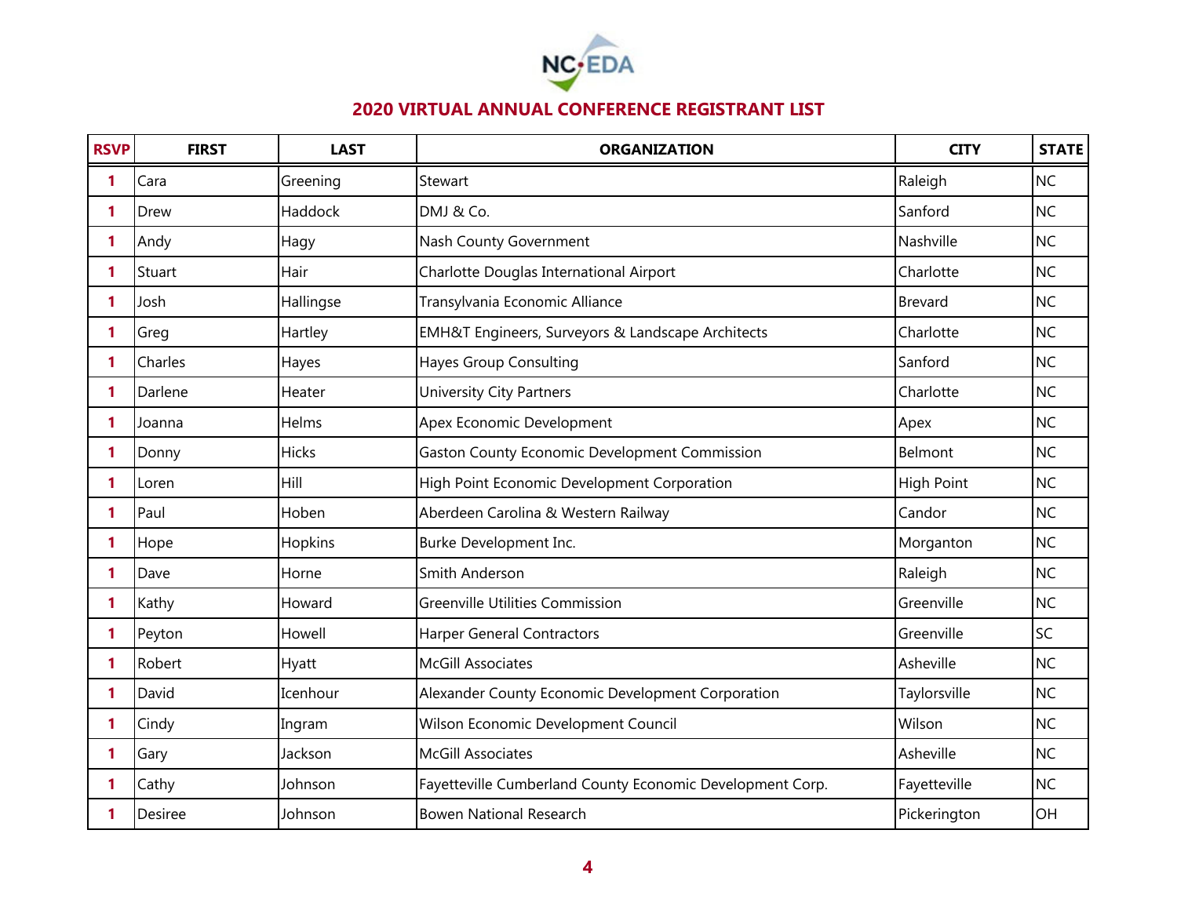## 2020 VIRTUAL ANNUAL CONFERENCE REGISTRANT LIST

| RSVP | FIRST | LAST | ORGANIZATION | CITY | STATE |
|---|---|---|---|---|---|
| 1 | Cara | Greening | Stewart | Raleigh | NC |
| 1 | Drew | Haddock | DMJ & Co. | Sanford | NC |
| 1 | Andy | Hagy | Nash County Government | Nashville | NC |
| 1 | Stuart | Hair | Charlotte Douglas International Airport | Charlotte | NC |
| 1 | Josh | Hallingse | Transylvania Economic Alliance | Brevard | NC |
| 1 | Greg | Hartley | EMH&T Engineers, Surveyors & Landscape Architects | Charlotte | NC |
| 1 | Charles | Hayes | Hayes Group Consulting | Sanford | NC |
| 1 | Darlene | Heater | University City Partners | Charlotte | NC |
| 1 | Joanna | Helms | Apex Economic Development | Apex | NC |
| 1 | Donny | Hicks | Gaston County Economic Development Commission | Belmont | NC |
| 1 | Loren | Hill | High Point Economic Development Corporation | High Point | NC |
| 1 | Paul | Hoben | Aberdeen Carolina & Western Railway | Candor | NC |
| 1 | Hope | Hopkins | Burke Development Inc. | Morganton | NC |
| 1 | Dave | Horne | Smith Anderson | Raleigh | NC |
| 1 | Kathy | Howard | Greenville Utilities Commission | Greenville | NC |
| 1 | Peyton | Howell | Harper General Contractors | Greenville | SC |
| 1 | Robert | Hyatt | McGill Associates | Asheville | NC |
| 1 | David | Icenhour | Alexander County Economic Development Corporation | Taylorsville | NC |
| 1 | Cindy | Ingram | Wilson Economic Development Council | Wilson | NC |
| 1 | Gary | Jackson | McGill Associates | Asheville | NC |
| 1 | Cathy | Johnson | Fayetteville Cumberland County Economic Development Corp. | Fayetteville | NC |
| 1 | Desiree | Johnson | Bowen National Research | Pickerington | OH |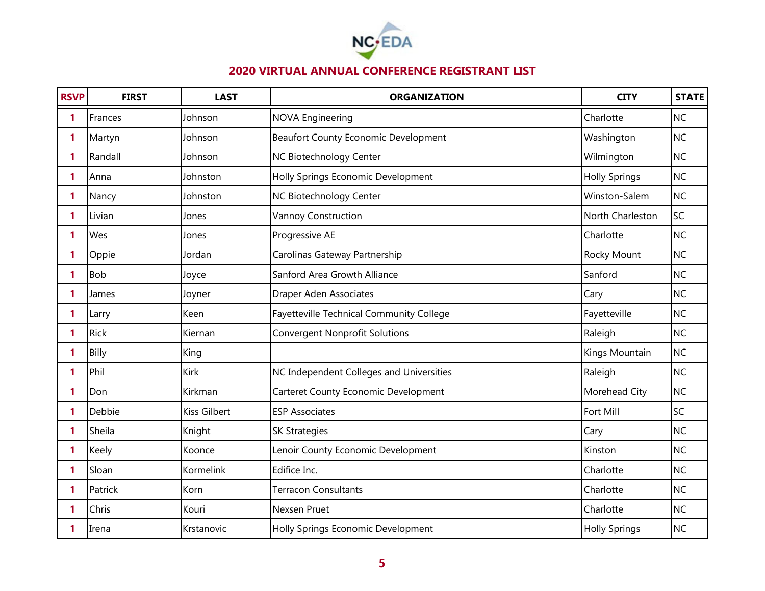## 2020 VIRTUAL ANNUAL CONFERENCE REGISTRANT LIST

| RSVP | FIRST | LAST | ORGANIZATION | CITY | STATE |
|---|---|---|---|---|---|
| 1 | Frances | Johnson | NOVA Engineering | Charlotte | NC |
| 1 | Martyn | Johnson | Beaufort County Economic Development | Washington | NC |
| 1 | Randall | Johnson | NC Biotechnology Center | Wilmington | NC |
| 1 | Anna | Johnston | Holly Springs Economic Development | Holly Springs | NC |
| 1 | Nancy | Johnston | NC Biotechnology Center | Winston-Salem | NC |
| 1 | Livian | Jones | Vannoy Construction | North Charleston | SC |
| 1 | Wes | Jones | Progressive AE | Charlotte | NC |
| 1 | Oppie | Jordan | Carolinas Gateway Partnership | Rocky Mount | NC |
| 1 | Bob | Joyce | Sanford Area Growth Alliance | Sanford | NC |
| 1 | James | Joyner | Draper Aden Associates | Cary | NC |
| 1 | Larry | Keen | Fayetteville Technical Community College | Fayetteville | NC |
| 1 | Rick | Kiernan | Convergent Nonprofit Solutions | Raleigh | NC |
| 1 | Billy | King | | Kings Mountain | NC |
| 1 | Phil | Kirk | NC Independent Colleges and Universities | Raleigh | NC |
| 1 | Don | Kirkman | Carteret County Economic Development | Morehead City | NC |
| 1 | Debbie | Kiss Gilbert | ESP Associates | Fort Mill | SC |
| 1 | Sheila | Knight | SK Strategies | Cary | NC |
| 1 | Keely | Koonce | Lenoir County Economic Development | Kinston | NC |
| 1 | Sloan | Kormelink | Edifice Inc. | Charlotte | NC |
| 1 | Patrick | Korn | Terracon Consultants | Charlotte | NC |
| 1 | Chris | Kouri | Nexsen Pruet | Charlotte | NC |
| 1 | Irena | Krstanovic | Holly Springs Economic Development | Holly Springs | NC |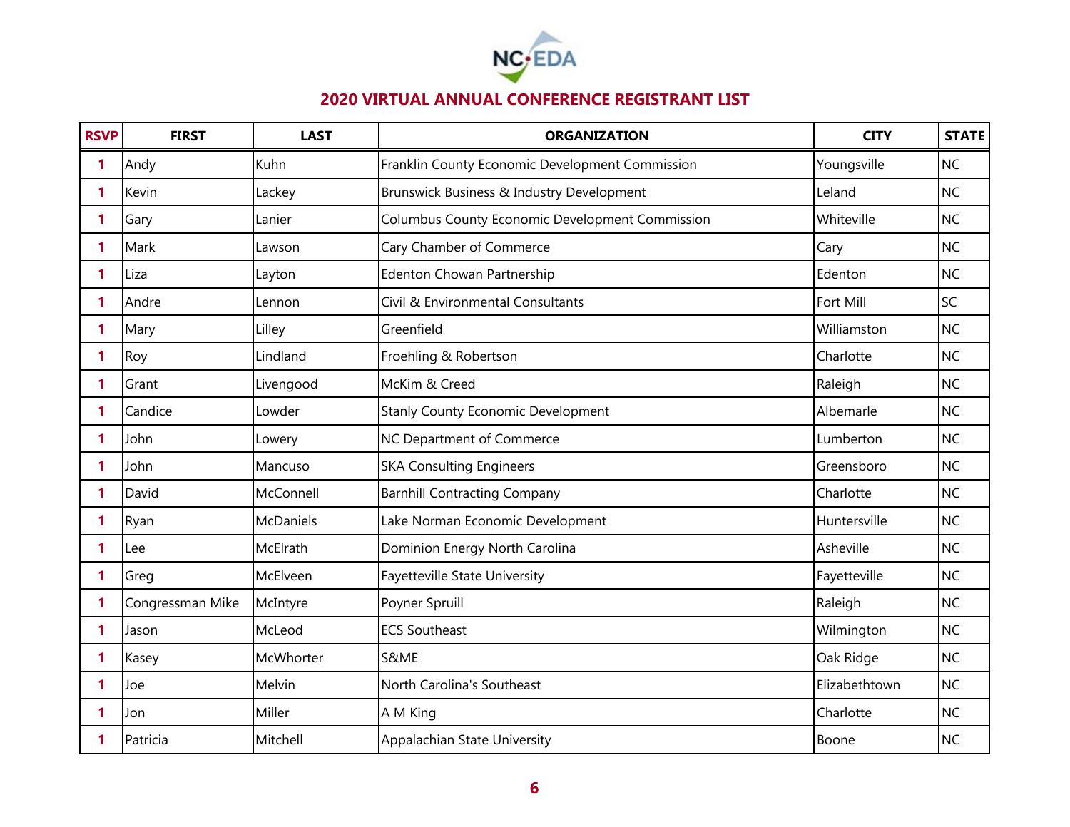## 2020 VIRTUAL ANNUAL CONFERENCE REGISTRANT LIST

| RSVP | FIRST | LAST | ORGANIZATION | CITY | STATE |
|---|---|---|---|---|---|
| 1 | Andy | Kuhn | Franklin County Economic Development Commission | Youngsville | NC |
| 1 | Kevin | Lackey | Brunswick Business & Industry Development | Leland | NC |
| 1 | Gary | Lanier | Columbus County Economic Development Commission | Whiteville | NC |
| 1 | Mark | Lawson | Cary Chamber of Commerce | Cary | NC |
| 1 | Liza | Layton | Edenton Chowan Partnership | Edenton | NC |
| 1 | Andre | Lennon | Civil & Environmental Consultants | Fort Mill | SC |
| 1 | Mary | Lilley | Greenfield | Williamston | NC |
| 1 | Roy | Lindland | Froehling & Robertson | Charlotte | NC |
| 1 | Grant | Livengood | McKim & Creed | Raleigh | NC |
| 1 | Candice | Lowder | Stanly County Economic Development | Albemarle | NC |
| 1 | John | Lowery | NC Department of Commerce | Lumberton | NC |
| 1 | John | Mancuso | SKA Consulting Engineers | Greensboro | NC |
| 1 | David | McConnell | Barnhill Contracting Company | Charlotte | NC |
| 1 | Ryan | McDaniels | Lake Norman Economic Development | Huntersville | NC |
| 1 | Lee | McElrath | Dominion Energy North Carolina | Asheville | NC |
| 1 | Greg | McElveen | Fayetteville State University | Fayetteville | NC |
| 1 | Congressman Mike | McIntyre | Poyner Spruill | Raleigh | NC |
| 1 | Jason | McLeod | ECS Southeast | Wilmington | NC |
| 1 | Kasey | McWhorter | S&ME | Oak Ridge | NC |
| 1 | Joe | Melvin | North Carolina's Southeast | Elizabethtown | NC |
| 1 | Jon | Miller | A M King | Charlotte | NC |
| 1 | Patricia | Mitchell | Appalachian State University | Boone | NC |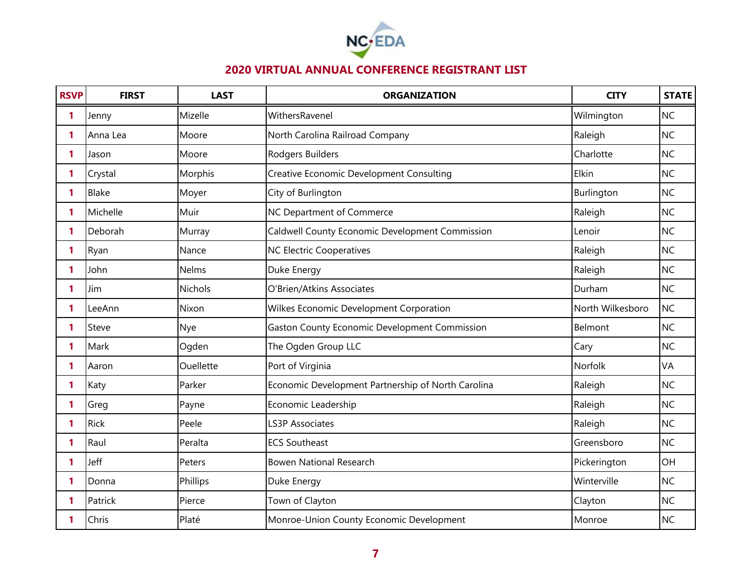## 2020 VIRTUAL ANNUAL CONFERENCE REGISTRANT LIST

| RSVP | FIRST | LAST | ORGANIZATION | CITY | STATE |
|---|---|---|---|---|---|
| 1 | Jenny | Mizelle | WithersRavenel | Wilmington | NC |
| 1 | Anna Lea | Moore | North Carolina Railroad Company | Raleigh | NC |
| 1 | Jason | Moore | Rodgers Builders | Charlotte | NC |
| 1 | Crystal | Morphis | Creative Economic Development Consulting | Elkin | NC |
| 1 | Blake | Moyer | City of Burlington | Burlington | NC |
| 1 | Michelle | Muir | NC Department of Commerce | Raleigh | NC |
| 1 | Deborah | Murray | Caldwell County Economic Development Commission | Lenoir | NC |
| 1 | Ryan | Nance | NC Electric Cooperatives | Raleigh | NC |
| 1 | John | Nelms | Duke Energy | Raleigh | NC |
| 1 | Jim | Nichols | O'Brien/Atkins Associates | Durham | NC |
| 1 | LeeAnn | Nixon | Wilkes Economic Development Corporation | North Wilkesboro | NC |
| 1 | Steve | Nye | Gaston County Economic Development Commission | Belmont | NC |
| 1 | Mark | Ogden | The Ogden Group LLC | Cary | NC |
| 1 | Aaron | Ouellette | Port of Virginia | Norfolk | VA |
| 1 | Katy | Parker | Economic Development Partnership of North Carolina | Raleigh | NC |
| 1 | Greg | Payne | Economic Leadership | Raleigh | NC |
| 1 | Rick | Peele | LS3P Associates | Raleigh | NC |
| 1 | Raul | Peralta | ECS Southeast | Greensboro | NC |
| 1 | Jeff | Peters | Bowen National Research | Pickerington | OH |
| 1 | Donna | Phillips | Duke Energy | Winterville | NC |
| 1 | Patrick | Pierce | Town of Clayton | Clayton | NC |
| 1 | Chris | Platé | Monroe-Union County Economic Development | Monroe | NC |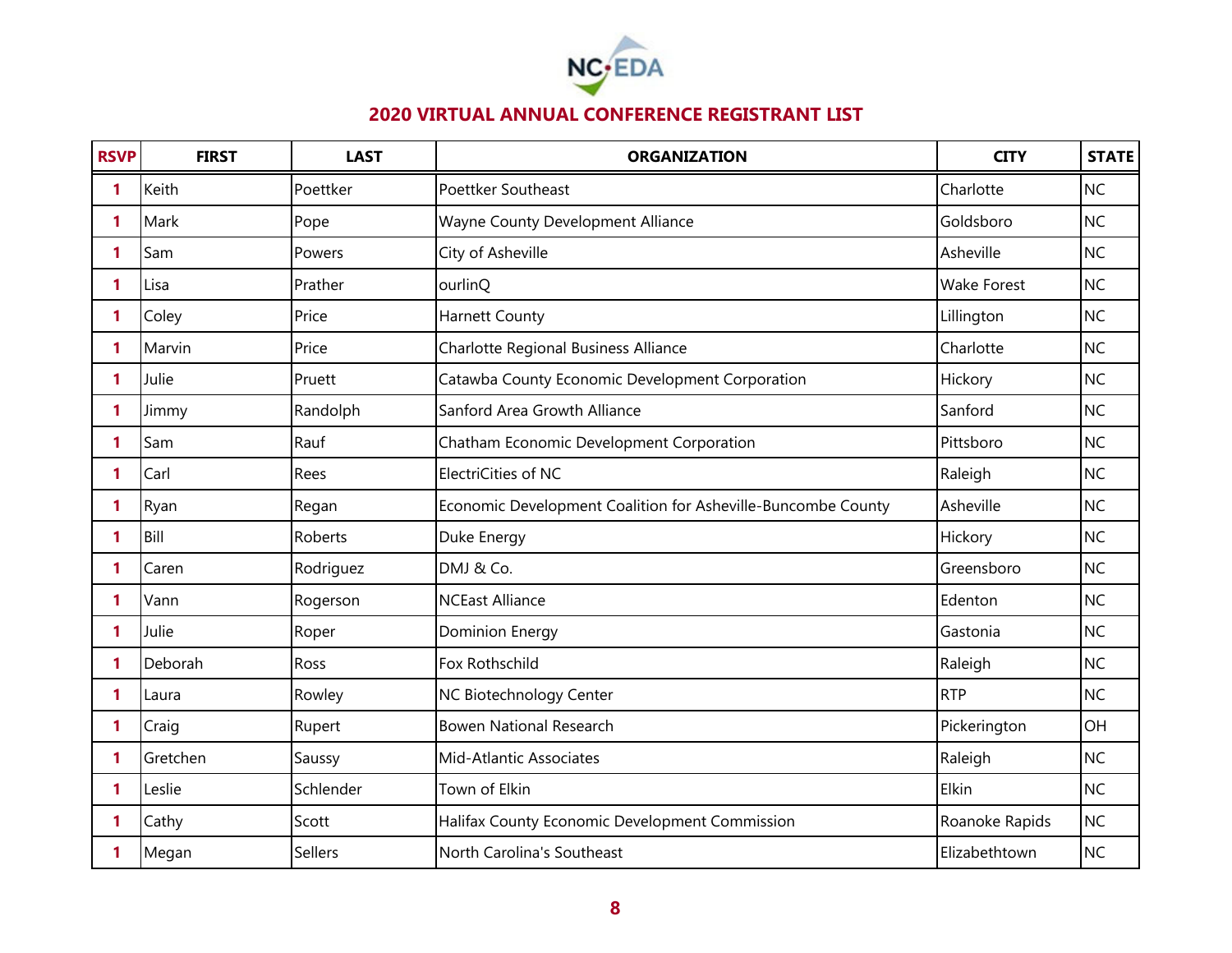## 2020 VIRTUAL ANNUAL CONFERENCE REGISTRANT LIST

| RSVP | FIRST | LAST | ORGANIZATION | CITY | STATE |
|---|---|---|---|---|---|
| 1 | Keith | Poettker | Poettker Southeast | Charlotte | NC |
| 1 | Mark | Pope | Wayne County Development Alliance | Goldsboro | NC |
| 1 | Sam | Powers | City of Asheville | Asheville | NC |
| 1 | Lisa | Prather | ourlinQ | Wake Forest | NC |
| 1 | Coley | Price | Harnett County | Lillington | NC |
| 1 | Marvin | Price | Charlotte Regional Business Alliance | Charlotte | NC |
| 1 | Julie | Pruett | Catawba County Economic Development Corporation | Hickory | NC |
| 1 | Jimmy | Randolph | Sanford Area Growth Alliance | Sanford | NC |
| 1 | Sam | Rauf | Chatham Economic Development Corporation | Pittsboro | NC |
| 1 | Carl | Rees | ElectriCities of NC | Raleigh | NC |
| 1 | Ryan | Regan | Economic Development Coalition for Asheville-Buncombe County | Asheville | NC |
| 1 | Bill | Roberts | Duke Energy | Hickory | NC |
| 1 | Caren | Rodriguez | DMJ & Co. | Greensboro | NC |
| 1 | Vann | Rogerson | NCEast Alliance | Edenton | NC |
| 1 | Julie | Roper | Dominion Energy | Gastonia | NC |
| 1 | Deborah | Ross | Fox Rothschild | Raleigh | NC |
| 1 | Laura | Rowley | NC Biotechnology Center | RTP | NC |
| 1 | Craig | Rupert | Bowen National Research | Pickerington | OH |
| 1 | Gretchen | Saussy | Mid-Atlantic Associates | Raleigh | NC |
| 1 | Leslie | Schlender | Town of Elkin | Elkin | NC |
| 1 | Cathy | Scott | Halifax County Economic Development Commission | Roanoke Rapids | NC |
| 1 | Megan | Sellers | North Carolina's Southeast | Elizabethtown | NC |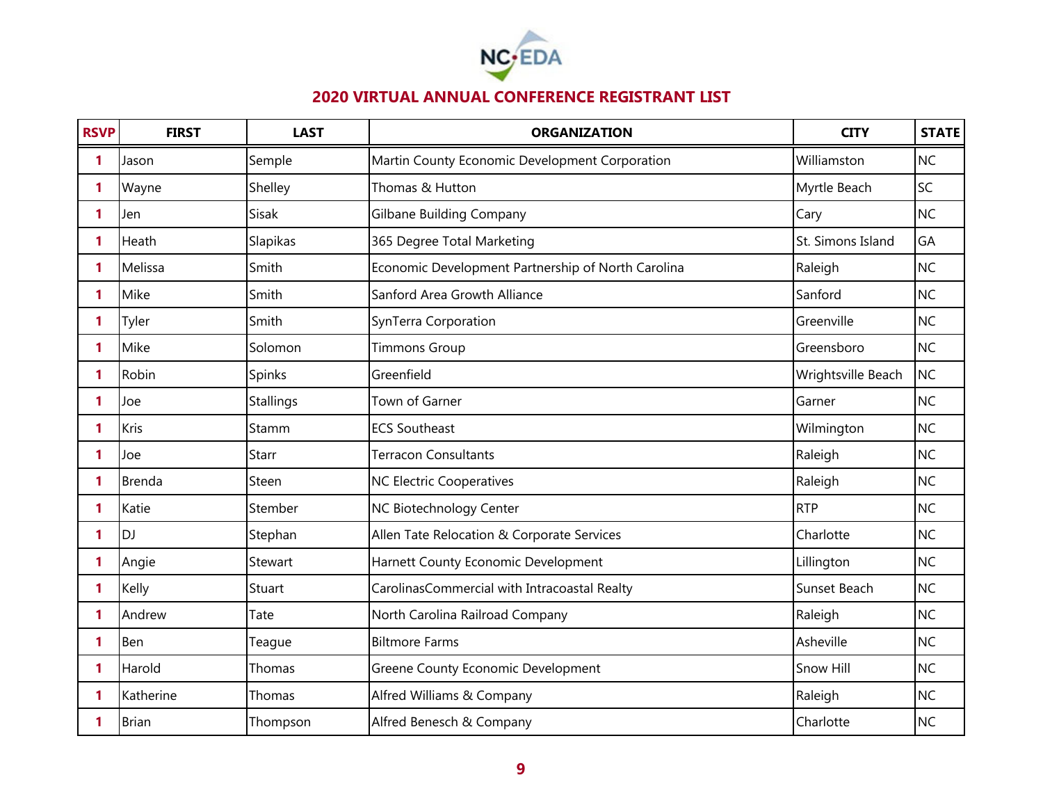## 2020 VIRTUAL ANNUAL CONFERENCE REGISTRANT LIST

| RSVP | FIRST | LAST | ORGANIZATION | CITY | STATE |
|---|---|---|---|---|---|
| 1 | Jason | Semple | Martin County Economic Development Corporation | Williamston | NC |
| 1 | Wayne | Shelley | Thomas & Hutton | Myrtle Beach | SC |
| 1 | Jen | Sisak | Gilbane Building Company | Cary | NC |
| 1 | Heath | Slapikas | 365 Degree Total Marketing | St. Simons Island | GA |
| 1 | Melissa | Smith | Economic Development Partnership of North Carolina | Raleigh | NC |
| 1 | Mike | Smith | Sanford Area Growth Alliance | Sanford | NC |
| 1 | Tyler | Smith | SynTerra Corporation | Greenville | NC |
| 1 | Mike | Solomon | Timmons Group | Greensboro | NC |
| 1 | Robin | Spinks | Greenfield | Wrightsville Beach | NC |
| 1 | Joe | Stallings | Town of Garner | Garner | NC |
| 1 | Kris | Stamm | ECS Southeast | Wilmington | NC |
| 1 | Joe | Starr | Terracon Consultants | Raleigh | NC |
| 1 | Brenda | Steen | NC Electric Cooperatives | Raleigh | NC |
| 1 | Katie | Stember | NC Biotechnology Center | RTP | NC |
| 1 | DJ | Stephan | Allen Tate Relocation & Corporate Services | Charlotte | NC |
| 1 | Angie | Stewart | Harnett County Economic Development | Lillington | NC |
| 1 | Kelly | Stuart | CarolinasCommercial with Intracoastal Realty | Sunset Beach | NC |
| 1 | Andrew | Tate | North Carolina Railroad Company | Raleigh | NC |
| 1 | Ben | Teague | Biltmore Farms | Asheville | NC |
| 1 | Harold | Thomas | Greene County Economic Development | Snow Hill | NC |
| 1 | Katherine | Thomas | Alfred Williams & Company | Raleigh | NC |
| 1 | Brian | Thompson | Alfred Benesch & Company | Charlotte | NC |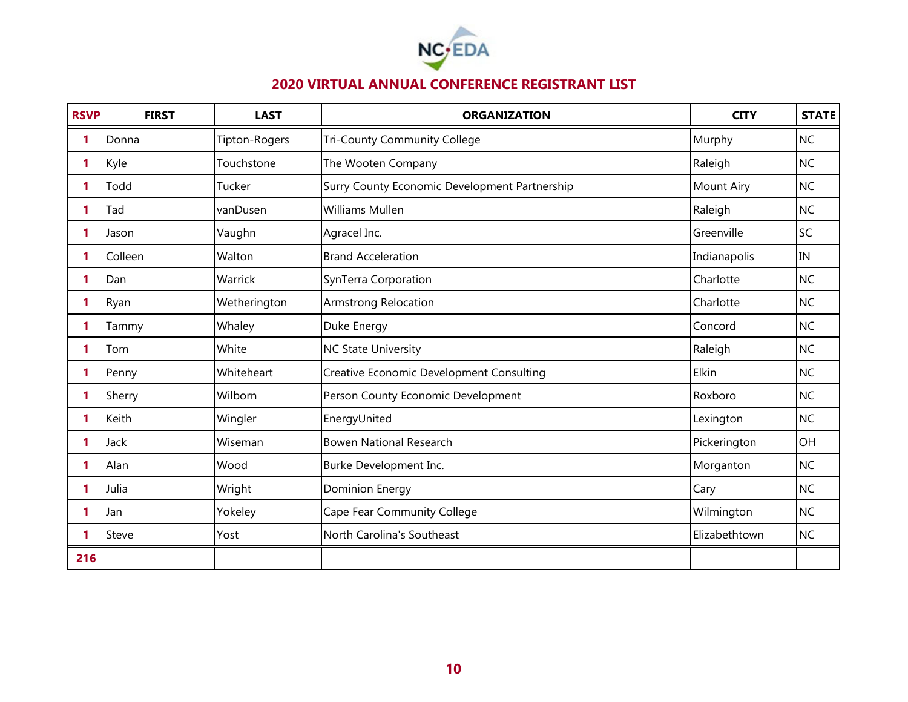## 2020 VIRTUAL ANNUAL CONFERENCE REGISTRANT LIST

| RSVP | FIRST | LAST | ORGANIZATION | CITY | STATE |
|---|---|---|---|---|---|
| 1 | Donna | Tipton-Rogers | Tri-County Community College | Murphy | NC |
| 1 | Kyle | Touchstone | The Wooten Company | Raleigh | NC |
| 1 | Todd | Tucker | Surry County Economic Development Partnership | Mount Airy | NC |
| 1 | Tad | vanDusen | Williams Mullen | Raleigh | NC |
| 1 | Jason | Vaughn | Agracel Inc. | Greenville | SC |
| 1 | Colleen | Walton | Brand Acceleration | Indianapolis | IN |
| 1 | Dan | Warrick | SynTerra Corporation | Charlotte | NC |
| 1 | Ryan | Wetherington | Armstrong Relocation | Charlotte | NC |
| 1 | Tammy | Whaley | Duke Energy | Concord | NC |
| 1 | Tom | White | NC State University | Raleigh | NC |
| 1 | Penny | Whiteheart | Creative Economic Development Consulting | Elkin | NC |
| 1 | Sherry | Wilborn | Person County Economic Development | Roxboro | NC |
| 1 | Keith | Wingler | EnergyUnited | Lexington | NC |
| 1 | Jack | Wiseman | Bowen National Research | Pickerington | OH |
| 1 | Alan | Wood | Burke Development Inc. | Morganton | NC |
| 1 | Julia | Wright | Dominion Energy | Cary | NC |
| 1 | Jan | Yokeley | Cape Fear Community College | Wilmington | NC |
| 1 | Steve | Yost | North Carolina's Southeast | Elizabethtown | NC |
| 216 | | | | | |